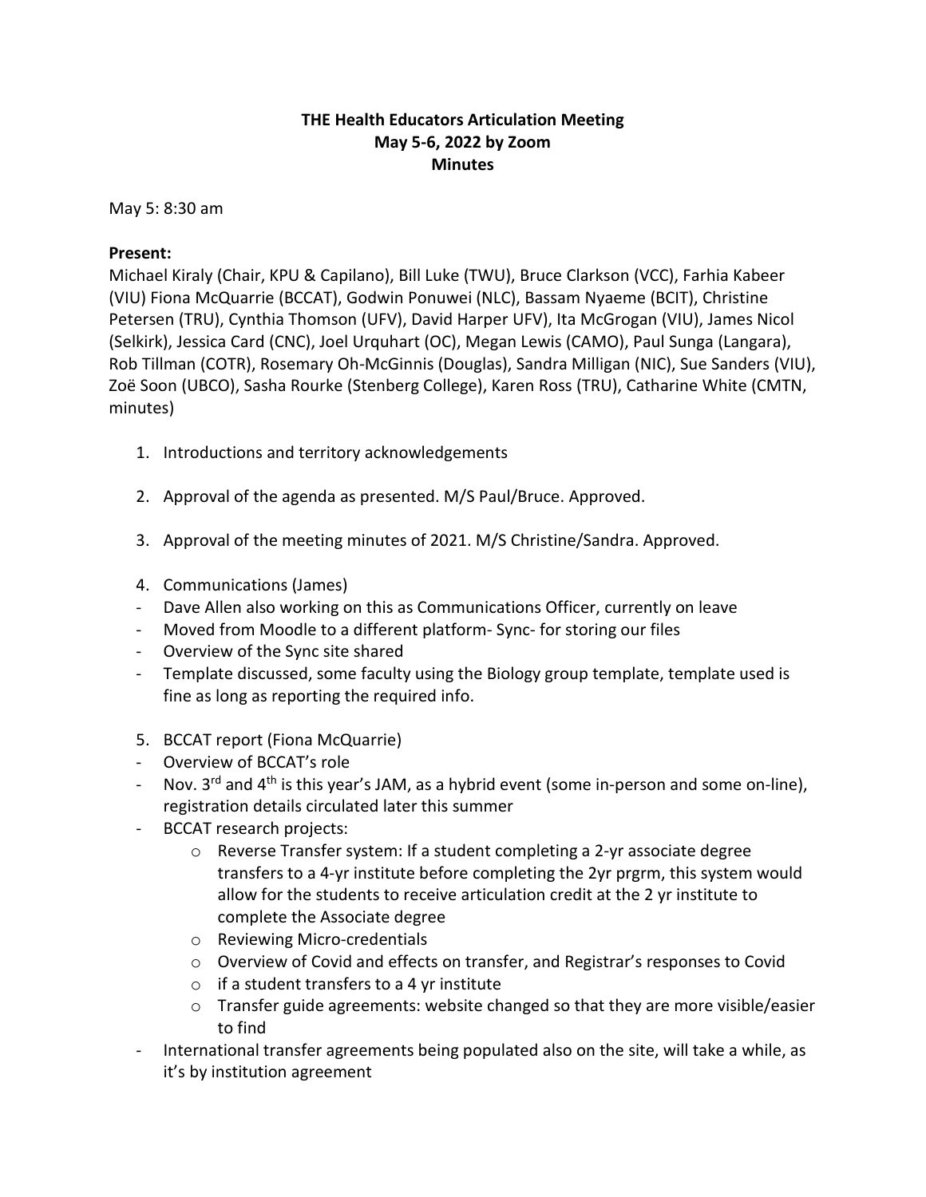**THE Health Educators Articulation Meeting**
**May 5-6, 2022 by Zoom**
**Minutes**

May 5: 8:30 am

**Present:**
Michael Kiraly (Chair, KPU & Capilano), Bill Luke (TWU), Bruce Clarkson (VCC), Farhia Kabeer (VIU) Fiona McQuarrie (BCCAT), Godwin Ponuwei (NLC), Bassam Nyaeme (BCIT), Christine Petersen (TRU), Cynthia Thomson (UFV), David Harper UFV), Ita McGrogan (VIU), James Nicol (Selkirk), Jessica Card (CNC), Joel Urquhart (OC), Megan Lewis (CAMO), Paul Sunga (Langara), Rob Tillman (COTR), Rosemary Oh-McGinnis (Douglas), Sandra Milligan (NIC), Sue Sanders (VIU), Zoë Soon (UBCO), Sasha Rourke (Stenberg College), Karen Ross (TRU), Catharine White (CMTN, minutes)

1. Introductions and territory acknowledgements

2. Approval of the agenda as presented. M/S Paul/Bruce. Approved.

3. Approval of the meeting minutes of 2021. M/S Christine/Sandra. Approved.

4. Communications (James)

- Dave Allen also working on this as Communications Officer, currently on leave
- Moved from Moodle to a different platform- Sync- for storing our files
- Overview of the Sync site shared
- Template discussed, some faculty using the Biology group template, template used is fine as long as reporting the required info.

5. BCCAT report (Fiona McQuarrie)

- Overview of BCCAT's role
- Nov. 3rd and 4th is this year's JAM, as a hybrid event (some in-person and some on-line), registration details circulated later this summer
- BCCAT research projects:
  - Reverse Transfer system: If a student completing a 2-yr associate degree transfers to a 4-yr institute before completing the 2yr prgrm, this system would allow for the students to receive articulation credit at the 2 yr institute to complete the Associate degree
  - Reviewing Micro-credentials
  - Overview of Covid and effects on transfer, and Registrar's responses to Covid
  - if a student transfers to a 4 yr institute
  - Transfer guide agreements: website changed so that they are more visible/easier to find
- International transfer agreements being populated also on the site, will take a while, as it's by institution agreement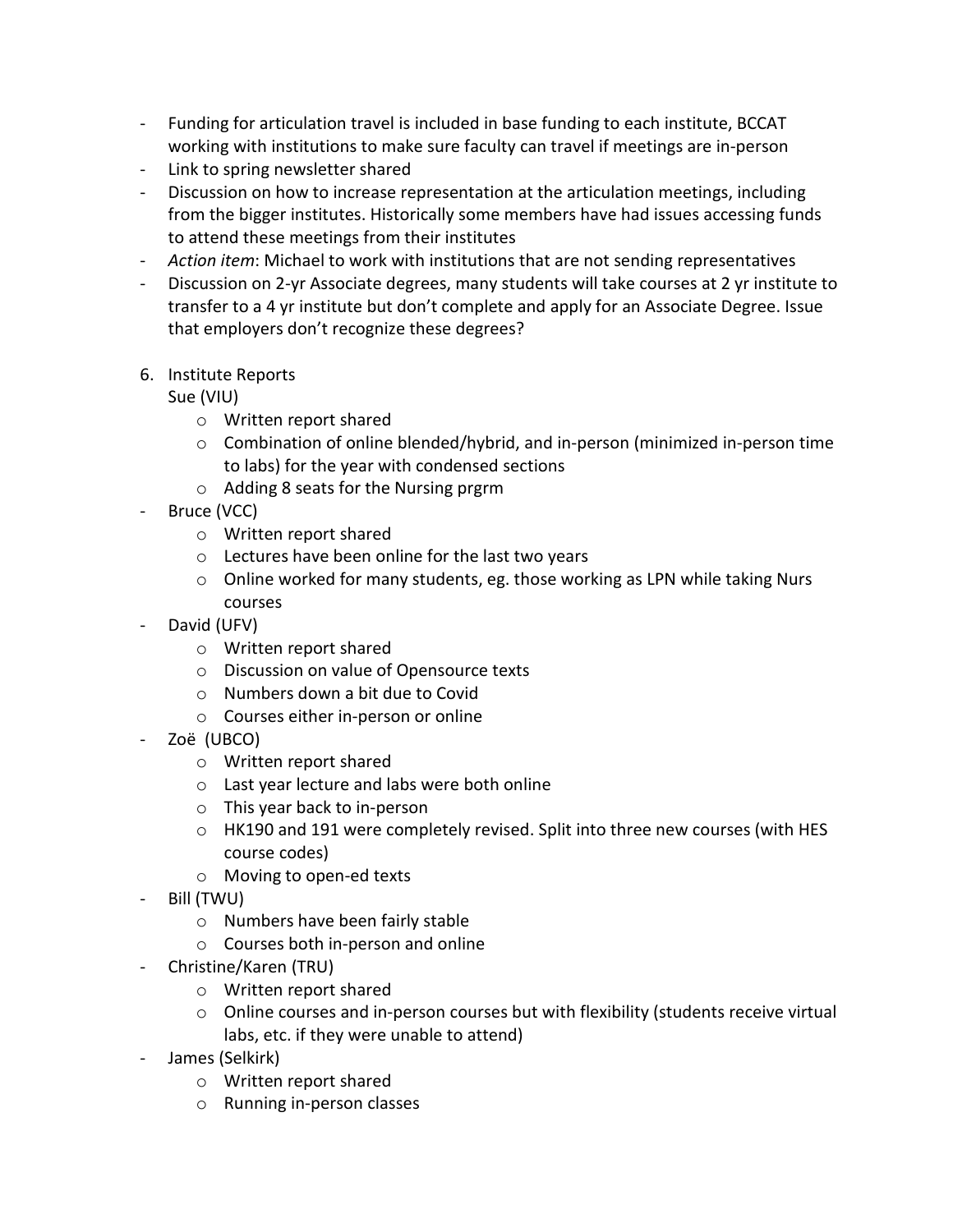- Funding for articulation travel is included in base funding to each institute, BCCAT working with institutions to make sure faculty can travel if meetings are in-person
- Link to spring newsletter shared
- Discussion on how to increase representation at the articulation meetings, including from the bigger institutes. Historically some members have had issues accessing funds to attend these meetings from their institutes
- *Action item*: Michael to work with institutions that are not sending representatives
- Discussion on 2-yr Associate degrees, many students will take courses at 2 yr institute to transfer to a 4 yr institute but don't complete and apply for an Associate Degree. Issue that employers don't recognize these degrees?

6. Institute Reports

   Sue (VIU)
   - Written report shared
   - Combination of online blended/hybrid, and in-person (minimized in-person time to labs) for the year with condensed sections
   - Adding 8 seats for the Nursing prgrm

- Bruce (VCC)
  - Written report shared
  - Lectures have been online for the last two years
  - Online worked for many students, eg. those working as LPN while taking Nurs courses
- David (UFV)
  - Written report shared
  - Discussion on value of Opensource texts
  - Numbers down a bit due to Covid
  - Courses either in-person or online
- Zoë (UBCO)
  - Written report shared
  - Last year lecture and labs were both online
  - This year back to in-person
  - HK190 and 191 were completely revised. Split into three new courses (with HES course codes)
  - Moving to open-ed texts
- Bill (TWU)
  - Numbers have been fairly stable
  - Courses both in-person and online
- Christine/Karen (TRU)
  - Written report shared
  - Online courses and in-person courses but with flexibility (students receive virtual labs, etc. if they were unable to attend)
- James (Selkirk)
  - Written report shared
  - Running in-person classes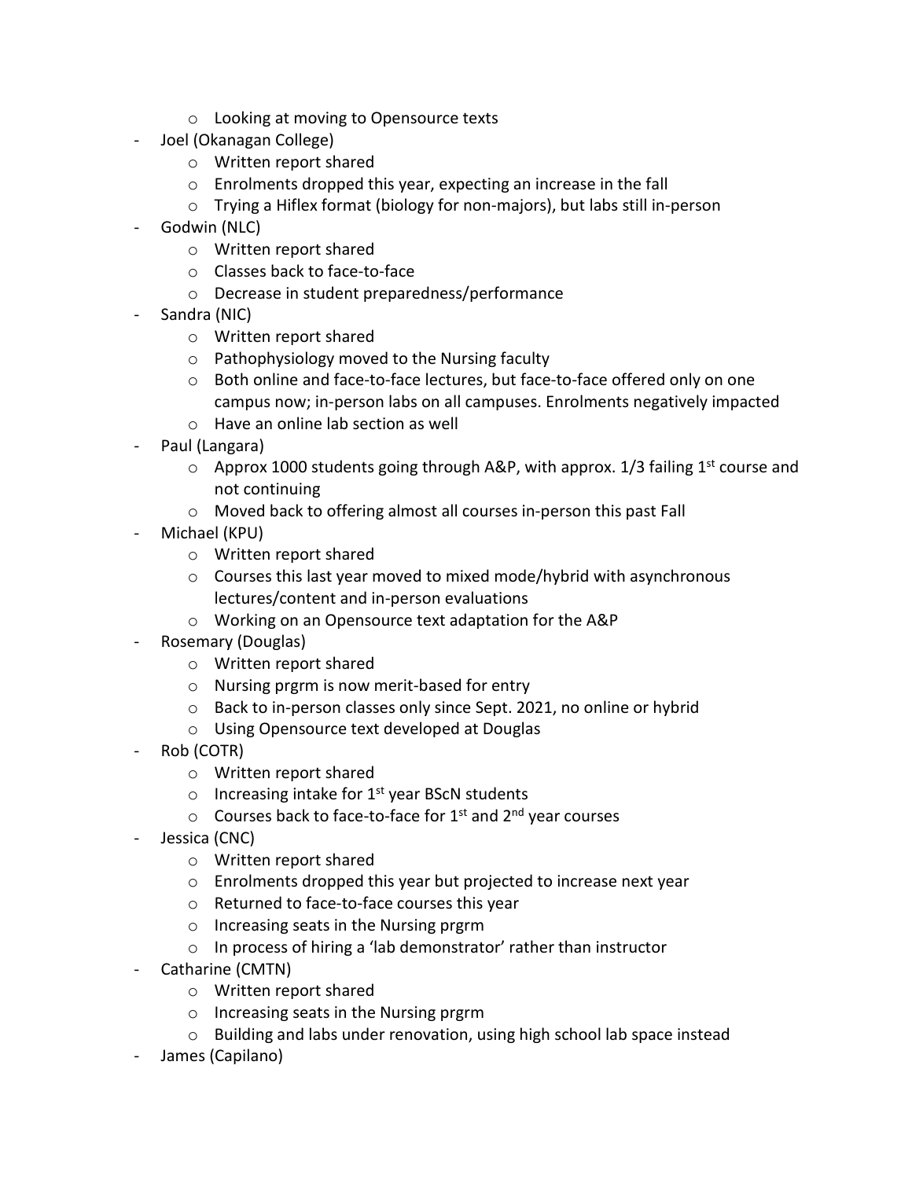- Looking at moving to Opensource texts
- Joel (Okanagan College)
    - Written report shared
    - Enrolments dropped this year, expecting an increase in the fall
    - Trying a Hiflex format (biology for non-majors), but labs still in-person
- Godwin (NLC)
    - Written report shared
    - Classes back to face-to-face
    - Decrease in student preparedness/performance
- Sandra (NIC)
    - Written report shared
    - Pathophysiology moved to the Nursing faculty
    - Both online and face-to-face lectures, but face-to-face offered only on one campus now; in-person labs on all campuses. Enrolments negatively impacted
    - Have an online lab section as well
- Paul (Langara)
    - Approx 1000 students going through A&P, with approx. 1/3 failing 1st course and not continuing
    - Moved back to offering almost all courses in-person this past Fall
- Michael (KPU)
    - Written report shared
    - Courses this last year moved to mixed mode/hybrid with asynchronous lectures/content and in-person evaluations
    - Working on an Opensource text adaptation for the A&P
- Rosemary (Douglas)
    - Written report shared
    - Nursing prgrm is now merit-based for entry
    - Back to in-person classes only since Sept. 2021, no online or hybrid
    - Using Opensource text developed at Douglas
- Rob (COTR)
    - Written report shared
    - Increasing intake for 1st year BScN students
    - Courses back to face-to-face for 1st and 2nd year courses
- Jessica (CNC)
    - Written report shared
    - Enrolments dropped this year but projected to increase next year
    - Returned to face-to-face courses this year
    - Increasing seats in the Nursing prgrm
    - In process of hiring a 'lab demonstrator' rather than instructor
- Catharine (CMTN)
    - Written report shared
    - Increasing seats in the Nursing prgrm
    - Building and labs under renovation, using high school lab space instead
- James (Capilano)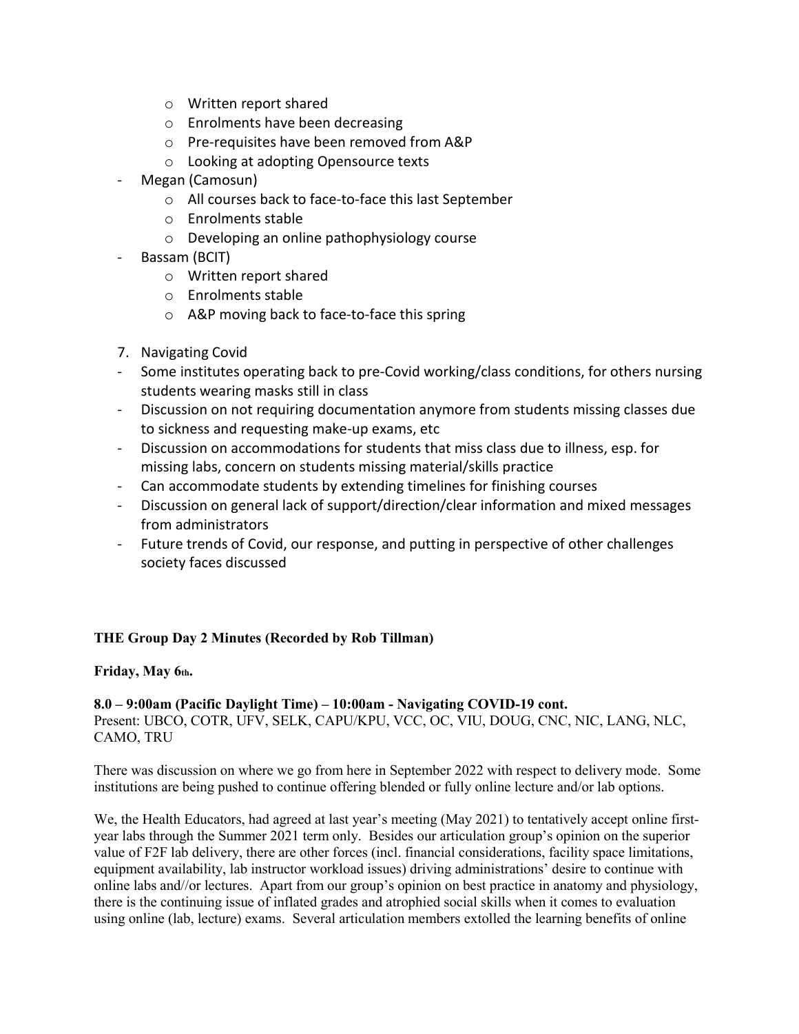- Written report shared
    - Enrolments have been decreasing
    - Pre-requisites have been removed from A&P
    - Looking at adopting Opensource texts
- Megan (Camosun)
    - All courses back to face-to-face this last September
    - Enrolments stable
    - Developing an online pathophysiology course
- Bassam (BCIT)
    - Written report shared
    - Enrolments stable
    - A&P moving back to face-to-face this spring

7. Navigating Covid

- Some institutes operating back to pre-Covid working/class conditions, for others nursing students wearing masks still in class
- Discussion on not requiring documentation anymore from students missing classes due to sickness and requesting make-up exams, etc
- Discussion on accommodations for students that miss class due to illness, esp. for missing labs, concern on students missing material/skills practice
- Can accommodate students by extending timelines for finishing courses
- Discussion on general lack of support/direction/clear information and mixed messages from administrators
- Future trends of Covid, our response, and putting in perspective of other challenges society faces discussed

**THE Group Day 2 Minutes (Recorded by Rob Tillman)**

**Friday, May 6th.**

**8.0 – 9:00am (Pacific Daylight Time) – 10:00am - Navigating COVID-19 cont.**
Present: UBCO, COTR, UFV, SELK, CAPU/KPU, VCC, OC, VIU, DOUG, CNC, NIC, LANG, NLC, CAMO, TRU

There was discussion on where we go from here in September 2022 with respect to delivery mode. Some institutions are being pushed to continue offering blended or fully online lecture and/or lab options.

We, the Health Educators, had agreed at last year's meeting (May 2021) to tentatively accept online first-year labs through the Summer 2021 term only. Besides our articulation group's opinion on the superior value of F2F lab delivery, there are other forces (incl. financial considerations, facility space limitations, equipment availability, lab instructor workload issues) driving administrations' desire to continue with online labs and//or lectures. Apart from our group's opinion on best practice in anatomy and physiology, there is the continuing issue of inflated grades and atrophied social skills when it comes to evaluation using online (lab, lecture) exams. Several articulation members extolled the learning benefits of online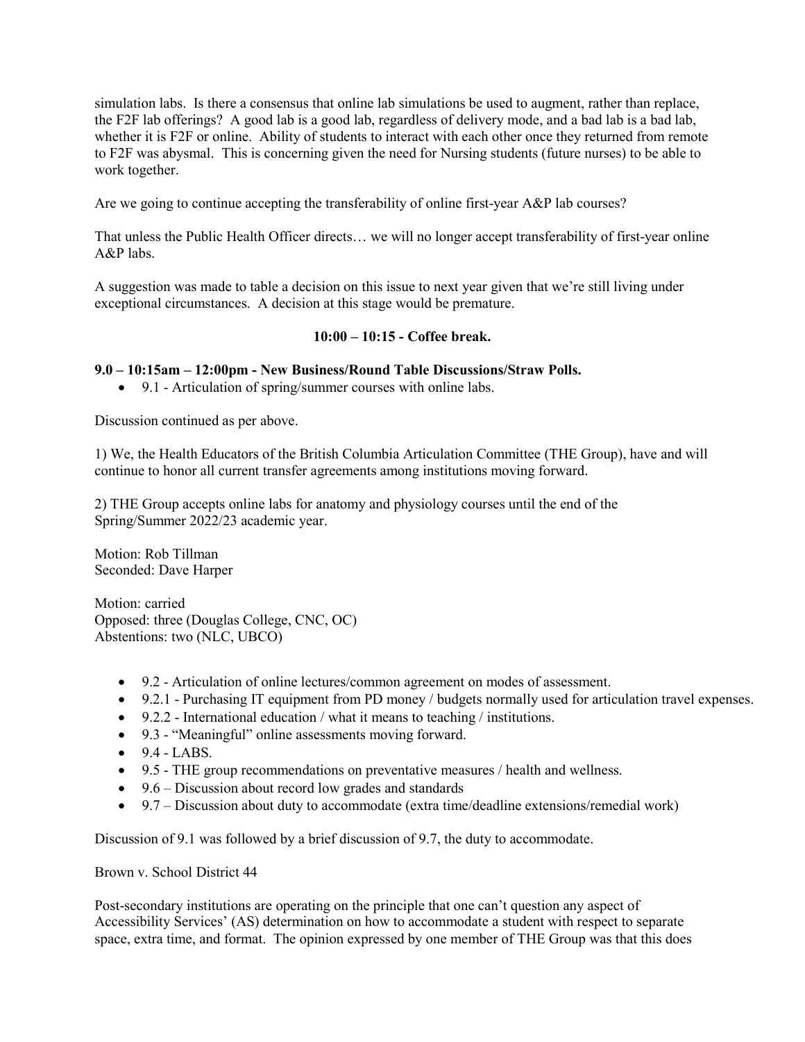simulation labs. Is there a consensus that online lab simulations be used to augment, rather than replace, the F2F lab offerings? A good lab is a good lab, regardless of delivery mode, and a bad lab is a bad lab, whether it is F2F or online. Ability of students to interact with each other once they returned from remote to F2F was abysmal. This is concerning given the need for Nursing students (future nurses) to be able to work together.

Are we going to continue accepting the transferability of online first-year A&P lab courses?

That unless the Public Health Officer directs… we will no longer accept transferability of first-year online A&P labs.

A suggestion was made to table a decision on this issue to next year given that we're still living under exceptional circumstances. A decision at this stage would be premature.

**10:00 – 10:15 - Coffee break.**

**9.0 – 10:15am – 12:00pm - New Business/Round Table Discussions/Straw Polls.**

- 9.1 - Articulation of spring/summer courses with online labs.

Discussion continued as per above.

1) We, the Health Educators of the British Columbia Articulation Committee (THE Group), have and will continue to honor all current transfer agreements among institutions moving forward.

2) THE Group accepts online labs for anatomy and physiology courses until the end of the Spring/Summer 2022/23 academic year.

Motion: Rob Tillman
Seconded: Dave Harper

Motion: carried
Opposed: three (Douglas College, CNC, OC)
Abstentions: two (NLC, UBCO)

- 9.2 - Articulation of online lectures/common agreement on modes of assessment.
- 9.2.1 - Purchasing IT equipment from PD money / budgets normally used for articulation travel expenses.
- 9.2.2 - International education / what it means to teaching / institutions.
- 9.3 - "Meaningful" online assessments moving forward.
- 9.4 - LABS.
- 9.5 - THE group recommendations on preventative measures / health and wellness.
- 9.6 – Discussion about record low grades and standards
- 9.7 – Discussion about duty to accommodate (extra time/deadline extensions/remedial work)

Discussion of 9.1 was followed by a brief discussion of 9.7, the duty to accommodate.

Brown v. School District 44

Post-secondary institutions are operating on the principle that one can't question any aspect of Accessibility Services' (AS) determination on how to accommodate a student with respect to separate space, extra time, and format. The opinion expressed by one member of THE Group was that this does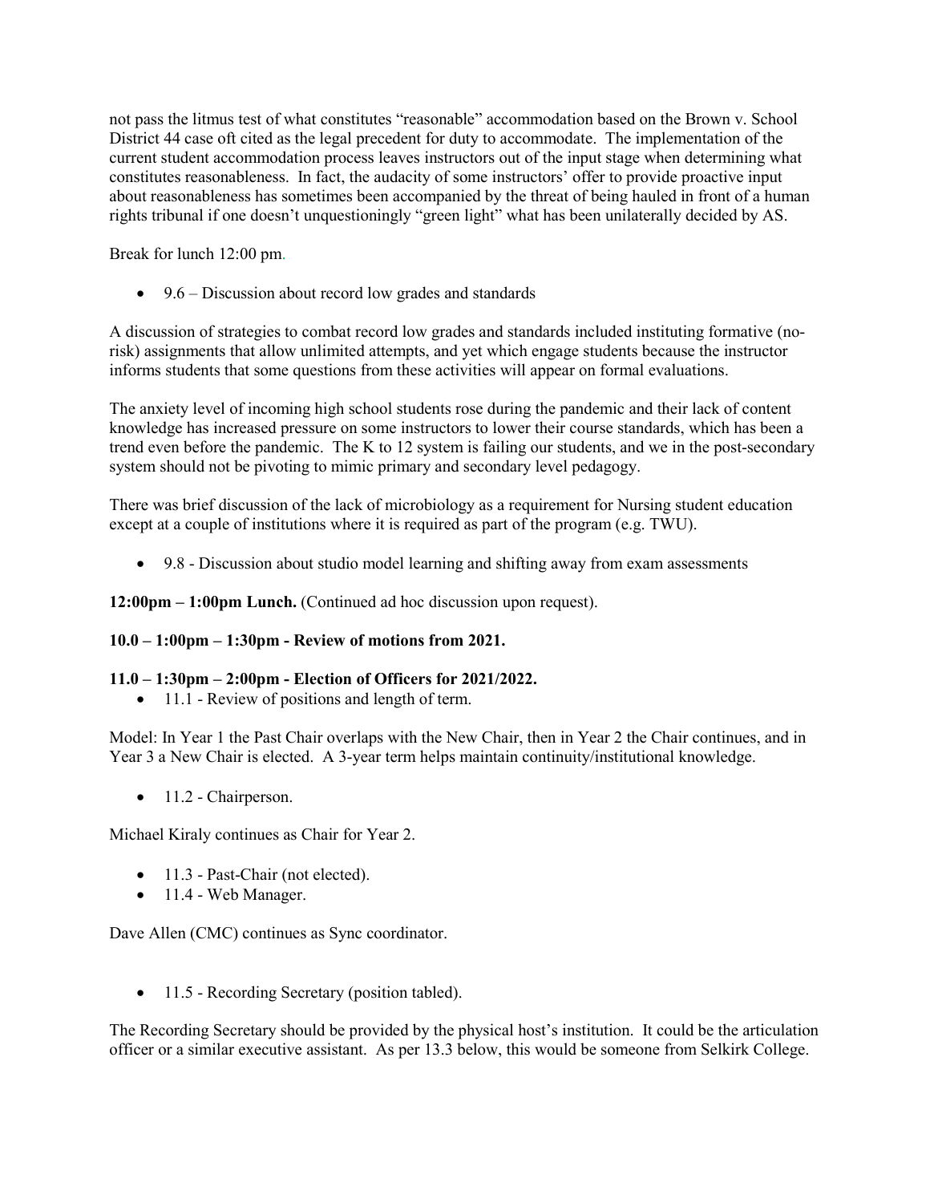not pass the litmus test of what constitutes "reasonable" accommodation based on the Brown v. School District 44 case oft cited as the legal precedent for duty to accommodate. The implementation of the current student accommodation process leaves instructors out of the input stage when determining what constitutes reasonableness. In fact, the audacity of some instructors' offer to provide proactive input about reasonableness has sometimes been accompanied by the threat of being hauled in front of a human rights tribunal if one doesn't unquestioningly "green light" what has been unilaterally decided by AS.

Break for lunch 12:00 pm.

- 9.6 – Discussion about record low grades and standards

A discussion of strategies to combat record low grades and standards included instituting formative (no-risk) assignments that allow unlimited attempts, and yet which engage students because the instructor informs students that some questions from these activities will appear on formal evaluations.

The anxiety level of incoming high school students rose during the pandemic and their lack of content knowledge has increased pressure on some instructors to lower their course standards, which has been a trend even before the pandemic. The K to 12 system is failing our students, and we in the post-secondary system should not be pivoting to mimic primary and secondary level pedagogy.

There was brief discussion of the lack of microbiology as a requirement for Nursing student education except at a couple of institutions where it is required as part of the program (e.g. TWU).

- 9.8 - Discussion about studio model learning and shifting away from exam assessments

**12:00pm – 1:00pm Lunch.** (Continued ad hoc discussion upon request).

**10.0 – 1:00pm – 1:30pm - Review of motions from 2021.**

**11.0 – 1:30pm – 2:00pm - Election of Officers for 2021/2022.**

- 11.1 - Review of positions and length of term.

Model: In Year 1 the Past Chair overlaps with the New Chair, then in Year 2 the Chair continues, and in Year 3 a New Chair is elected. A 3-year term helps maintain continuity/institutional knowledge.

- 11.2 - Chairperson.

Michael Kiraly continues as Chair for Year 2.

- 11.3 - Past-Chair (not elected).
- 11.4 - Web Manager.

Dave Allen (CMC) continues as Sync coordinator.

- 11.5 - Recording Secretary (position tabled).

The Recording Secretary should be provided by the physical host's institution. It could be the articulation officer or a similar executive assistant. As per 13.3 below, this would be someone from Selkirk College.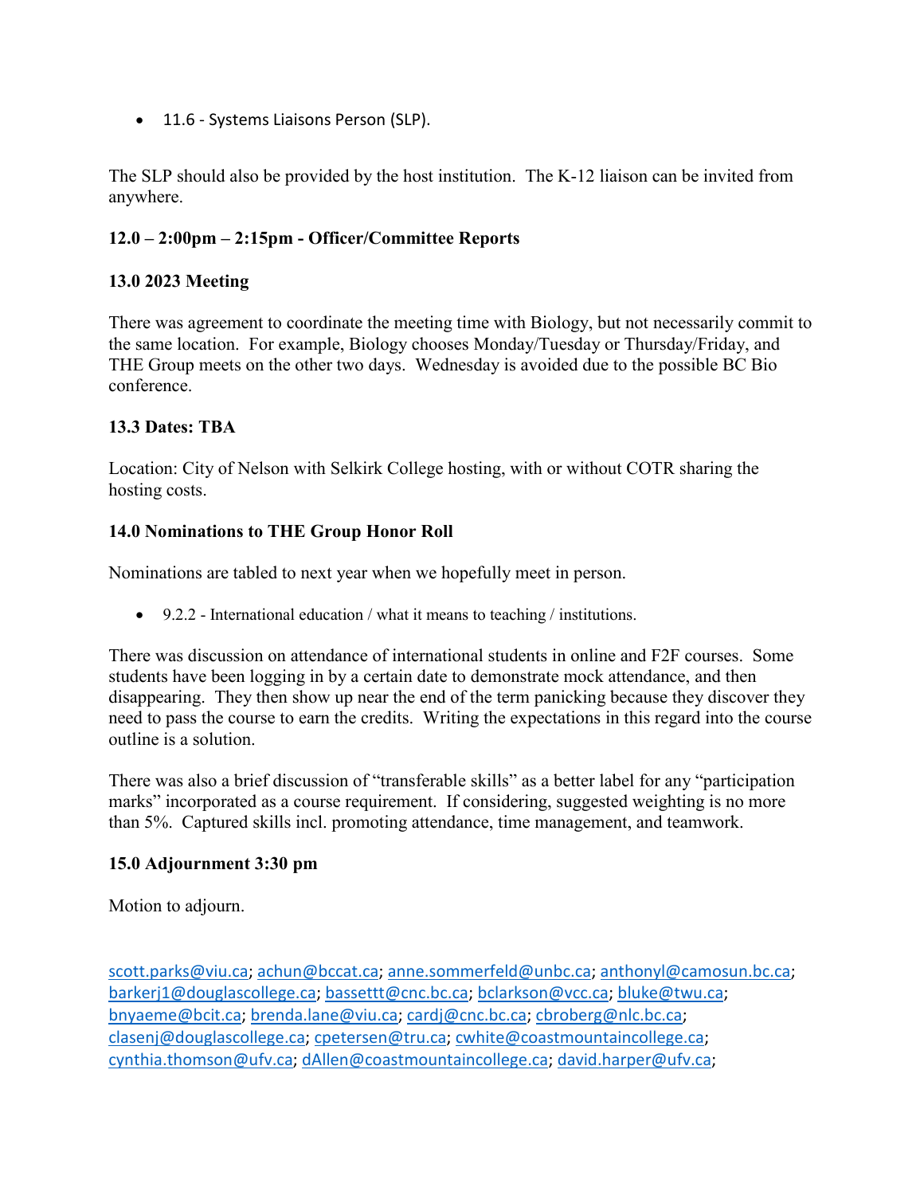- 11.6 - Systems Liaisons Person (SLP).

The SLP should also be provided by the host institution. The K-12 liaison can be invited from anywhere.

**12.0 – 2:00pm – 2:15pm - Officer/Committee Reports**

**13.0 2023 Meeting**

There was agreement to coordinate the meeting time with Biology, but not necessarily commit to the same location. For example, Biology chooses Monday/Tuesday or Thursday/Friday, and THE Group meets on the other two days. Wednesday is avoided due to the possible BC Bio conference.

**13.3 Dates: TBA**

Location: City of Nelson with Selkirk College hosting, with or without COTR sharing the hosting costs.

**14.0 Nominations to THE Group Honor Roll**

Nominations are tabled to next year when we hopefully meet in person.

- 9.2.2 - International education / what it means to teaching / institutions.

There was discussion on attendance of international students in online and F2F courses. Some students have been logging in by a certain date to demonstrate mock attendance, and then disappearing. They then show up near the end of the term panicking because they discover they need to pass the course to earn the credits. Writing the expectations in this regard into the course outline is a solution.

There was also a brief discussion of "transferable skills" as a better label for any "participation marks" incorporated as a course requirement. If considering, suggested weighting is no more than 5%. Captured skills incl. promoting attendance, time management, and teamwork.

**15.0 Adjournment 3:30 pm**

Motion to adjourn.

scott.parks@viu.ca; achun@bccat.ca; anne.sommerfeld@unbc.ca; anthonyl@camosun.bc.ca; barkerj1@douglascollege.ca; bassettt@cnc.bc.ca; bclarkson@vcc.ca; bluke@twu.ca; bnyaeme@bcit.ca; brenda.lane@viu.ca; cardj@cnc.bc.ca; cbroberg@nlc.bc.ca; clasenj@douglascollege.ca; cpetersen@tru.ca; cwhite@coastmountaincollege.ca; cynthia.thomson@ufv.ca; dAllen@coastmountaincollege.ca; david.harper@ufv.ca;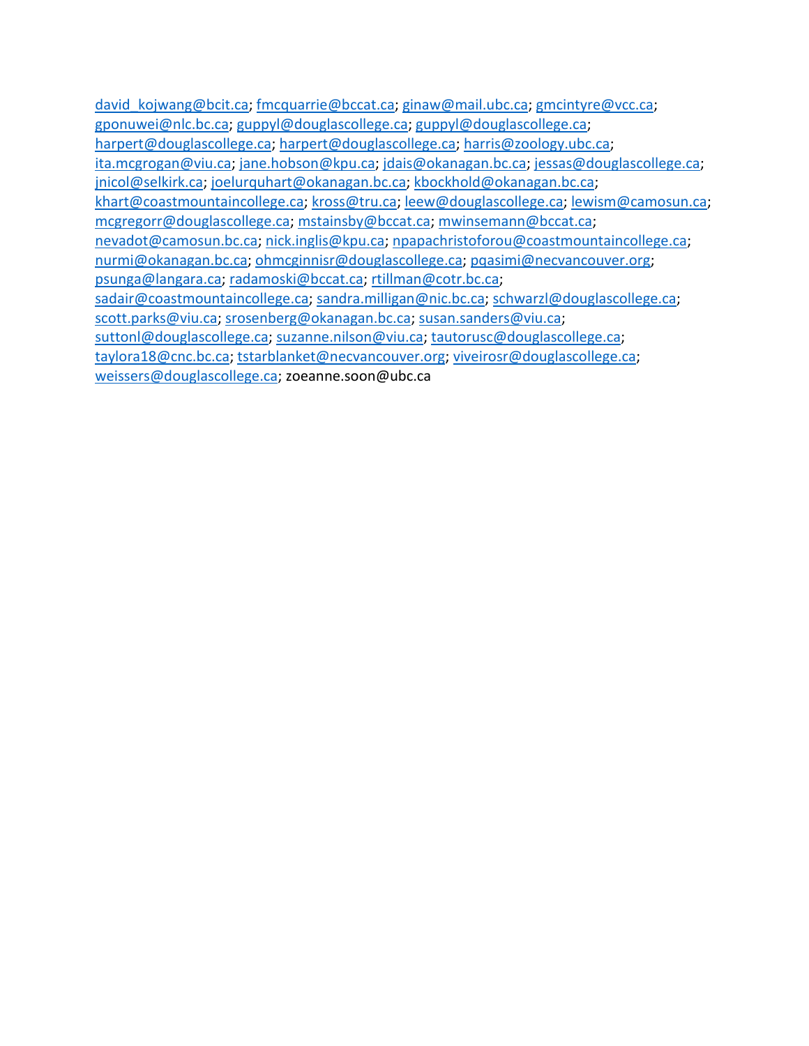david_kojwang@bcit.ca; fmcquarrie@bccat.ca; ginaw@mail.ubc.ca; gmcintyre@vcc.ca; gponuwei@nlc.bc.ca; guppyl@douglascollege.ca; guppyl@douglascollege.ca; harpert@douglascollege.ca; harpert@douglascollege.ca; harris@zoology.ubc.ca; ita.mcgrogan@viu.ca; jane.hobson@kpu.ca; jdais@okanagan.bc.ca; jessas@douglascollege.ca; jnicol@selkirk.ca; joelurquhart@okanagan.bc.ca; kbockhold@okanagan.bc.ca; khart@coastmountaincollege.ca; kross@tru.ca; leew@douglascollege.ca; lewism@camosun.ca; mcgregorr@douglascollege.ca; mstainsby@bccat.ca; mwinsemann@bccat.ca; nevadot@camosun.bc.ca; nick.inglis@kpu.ca; npapachristoforou@coastmountaincollege.ca; nurmi@okanagan.bc.ca; ohmcginnisr@douglascollege.ca; pqasimi@necvancouver.org; psunga@langara.ca; radamoski@bccat.ca; rtillman@cotr.bc.ca; sadair@coastmountaincollege.ca; sandra.milligan@nic.bc.ca; schwarzl@douglascollege.ca; scott.parks@viu.ca; srosenberg@okanagan.bc.ca; susan.sanders@viu.ca; suttonl@douglascollege.ca; suzanne.nilson@viu.ca; tautorusc@douglascollege.ca; taylora18@cnc.bc.ca; tstarblanket@necvancouver.org; viveirosr@douglascollege.ca; weissers@douglascollege.ca; zoeanne.soon@ubc.ca